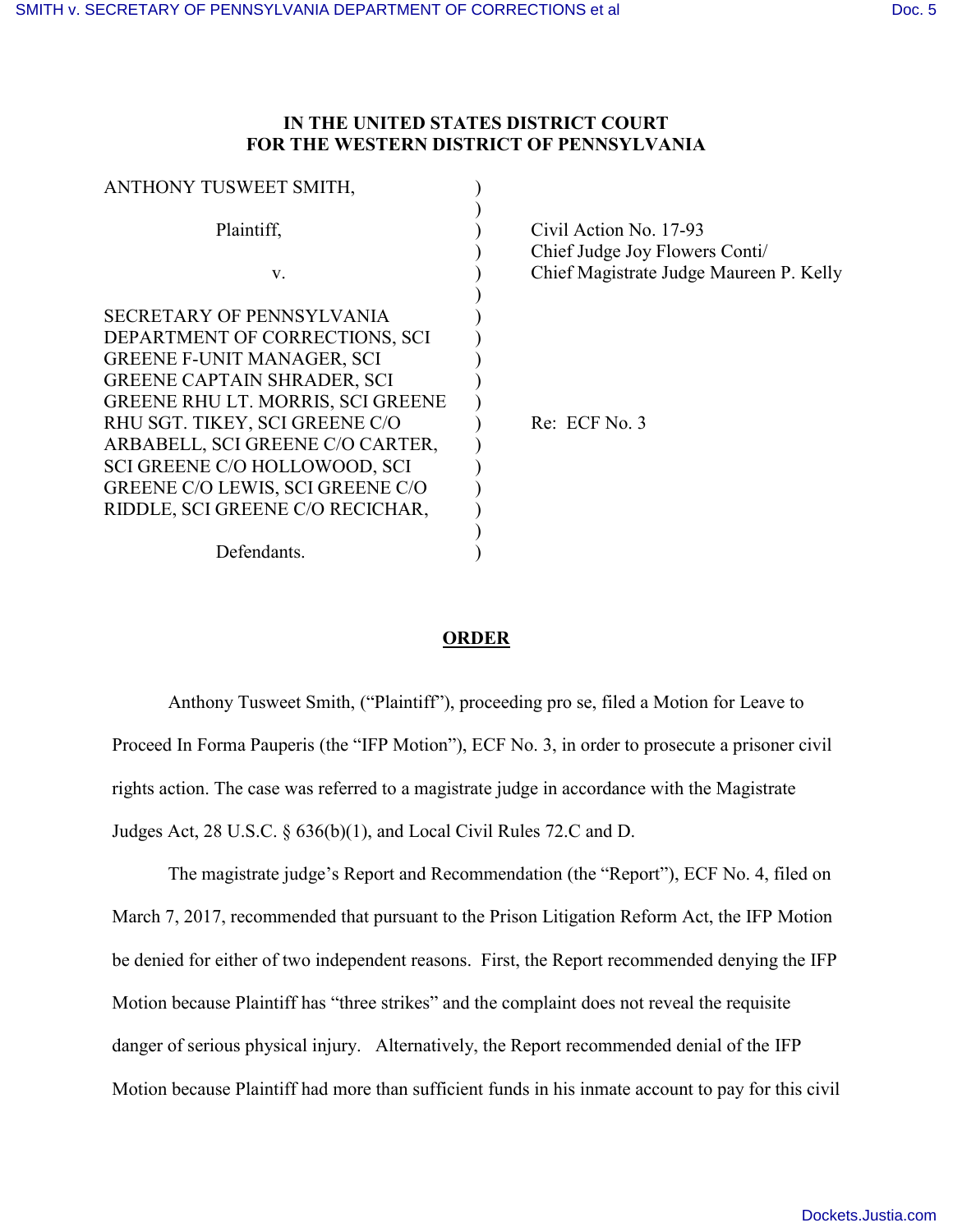**IN THE UNITED STATES DISTRICT COURT**
**FOR THE WESTERN DISTRICT OF PENNSYLVANIA**

ANTHONY TUSWEET SMITH,

Plaintiff,

v.

SECRETARY OF PENNSYLVANIA DEPARTMENT OF CORRECTIONS, SCI GREENE F-UNIT MANAGER, SCI GREENE CAPTAIN SHRADER, SCI GREENE RHU LT. MORRIS, SCI GREENE RHU SGT. TIKEY, SCI GREENE C/O ARBABELL, SCI GREENE C/O CARTER, SCI GREENE C/O HOLLOWOOD, SCI GREENE C/O LEWIS, SCI GREENE C/O RIDDLE, SCI GREENE C/O RECICHAR,

Defendants.

Civil Action No. 17-93
Chief Judge Joy Flowers Conti/
Chief Magistrate Judge Maureen P. Kelly

Re: ECF No. 3

**ORDER**

Anthony Tusweet Smith, ("Plaintiff"), proceeding pro se, filed a Motion for Leave to Proceed In Forma Pauperis (the "IFP Motion"), ECF No. 3, in order to prosecute a prisoner civil rights action. The case was referred to a magistrate judge in accordance with the Magistrate Judges Act, 28 U.S.C. § 636(b)(1), and Local Civil Rules 72.C and D.

The magistrate judge's Report and Recommendation (the "Report"), ECF No. 4, filed on March 7, 2017, recommended that pursuant to the Prison Litigation Reform Act, the IFP Motion be denied for either of two independent reasons. First, the Report recommended denying the IFP Motion because Plaintiff has "three strikes" and the complaint does not reveal the requisite danger of serious physical injury. Alternatively, the Report recommended denial of the IFP Motion because Plaintiff had more than sufficient funds in his inmate account to pay for this civil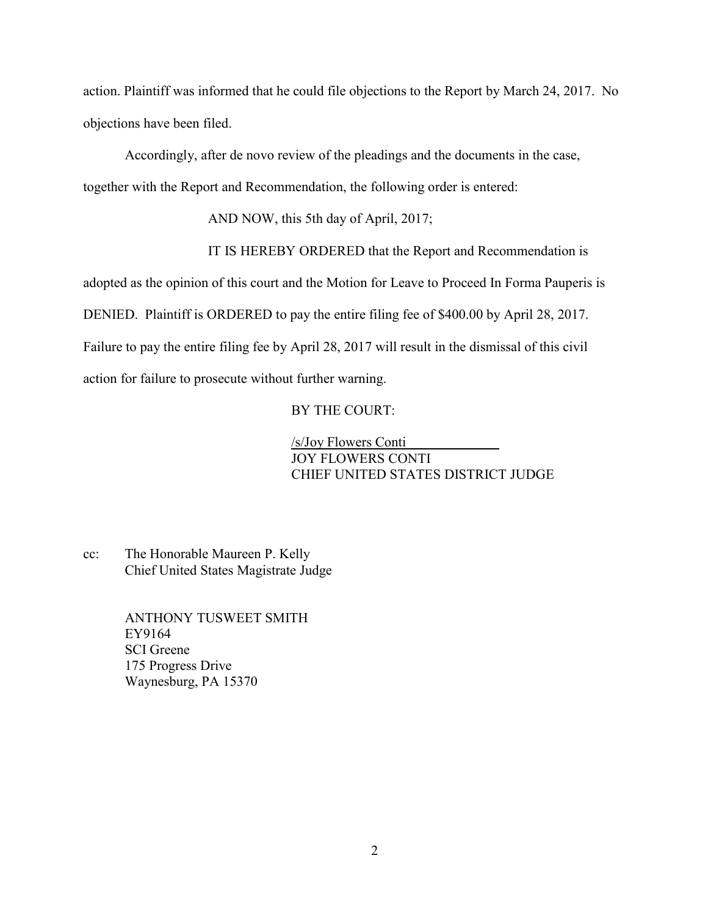action. Plaintiff was informed that he could file objections to the Report by March 24, 2017. No objections have been filed.

Accordingly, after de novo review of the pleadings and the documents in the case, together with the Report and Recommendation, the following order is entered:

AND NOW, this 5th day of April, 2017;

IT IS HEREBY ORDERED that the Report and Recommendation is adopted as the opinion of this court and the Motion for Leave to Proceed In Forma Pauperis is DENIED. Plaintiff is ORDERED to pay the entire filing fee of $400.00 by April 28, 2017. Failure to pay the entire filing fee by April 28, 2017 will result in the dismissal of this civil action for failure to prosecute without further warning.

BY THE COURT:

/s/Joy Flowers Conti
JOY FLOWERS CONTI
CHIEF UNITED STATES DISTRICT JUDGE

cc: The Honorable Maureen P. Kelly
Chief United States Magistrate Judge

ANTHONY TUSWEET SMITH
EY9164
SCI Greene
175 Progress Drive
Waynesburg, PA 15370